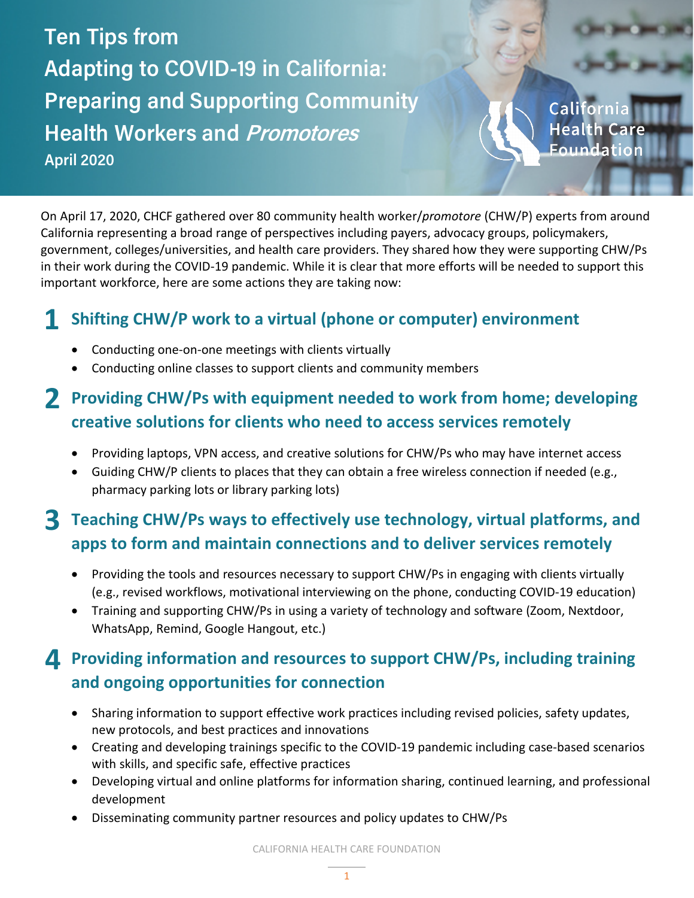# Ten Tips from Adapting to COVID-19 in California: Preparing and Supporting Community Health Workers and *Promotores*

**April 2020**

California Health Care Foundation

On April 17, 2020, CHCF gathered over 80 community health worker/*promotore* (CHW/P) experts from around California representing a broad range of perspectives including payers, advocacy groups, policymakers, government, colleges/universities, and health care providers. They shared how they were supporting CHW/Ps in their work during the COVID-19 pandemic. While it is clear that more efforts will be needed to support this important workforce, here are some actions they are taking now:

## 1 Shifting CHW/P work to a virtual (phone or computer) environment

- Conducting one-on-one meetings with clients virtually
- Conducting online classes to support clients and community members

## 2 Providing CHW/Ps with equipment needed to work from home; developing creative solutions for clients who need to access services remotely

- Providing laptops, VPN access, and creative solutions for CHW/Ps who may have internet access
- Guiding CHW/P clients to places that they can obtain a free wireless connection if needed (e.g., pharmacy parking lots or library parking lots)

## 3 Teaching CHW/Ps ways to effectively use technology, virtual platforms, and apps to form and maintain connections and to deliver services remotely

- Providing the tools and resources necessary to support CHW/Ps in engaging with clients virtually (e.g., revised workflows, motivational interviewing on the phone, conducting COVID-19 education)
- Training and supporting CHW/Ps in using a variety of technology and software (Zoom, Nextdoor, WhatsApp, Remind, Google Hangout, etc.)

## 4 Providing information and resources to support CHW/Ps, including training and ongoing opportunities for connection

- Sharing information to support effective work practices including revised policies, safety updates, new protocols, and best practices and innovations
- Creating and developing trainings specific to the COVID-19 pandemic including case-based scenarios with skills, and specific safe, effective practices
- Developing virtual and online platforms for information sharing, continued learning, and professional development
- Disseminating community partner resources and policy updates to CHW/Ps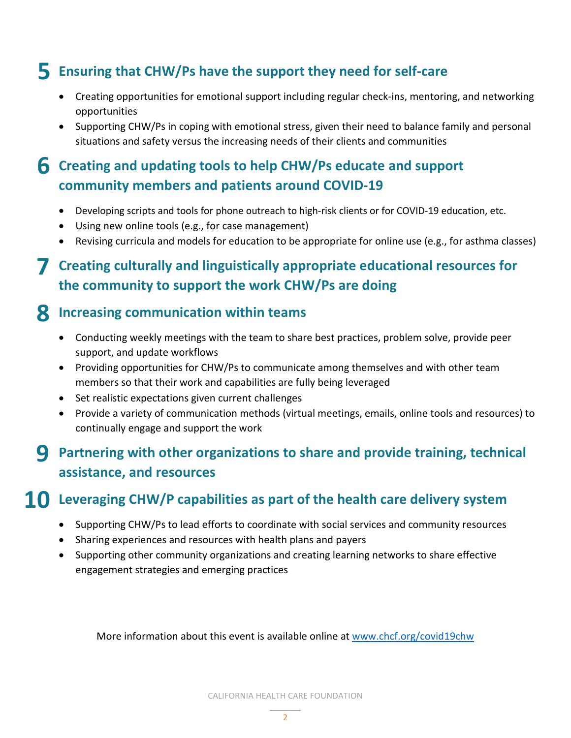## 5 Ensuring that CHW/Ps have the support they need for self-care

- Creating opportunities for emotional support including regular check-ins, mentoring, and networking opportunities
- Supporting CHW/Ps in coping with emotional stress, given their need to balance family and personal situations and safety versus the increasing needs of their clients and communities

## 6 Creating and updating tools to help CHW/Ps educate and support community members and patients around COVID-19

- Developing scripts and tools for phone outreach to high-risk clients or for COVID-19 education, etc.
- Using new online tools (e.g., for case management)
- Revising curricula and models for education to be appropriate for online use (e.g., for asthma classes)

## 7 Creating culturally and linguistically appropriate educational resources for the community to support the work CHW/Ps are doing

## 8 Increasing communication within teams

- Conducting weekly meetings with the team to share best practices, problem solve, provide peer support, and update workflows
- Providing opportunities for CHW/Ps to communicate among themselves and with other team members so that their work and capabilities are fully being leveraged
- Set realistic expectations given current challenges
- Provide a variety of communication methods (virtual meetings, emails, online tools and resources) to continually engage and support the work

## 9 Partnering with other organizations to share and provide training, technical assistance, and resources

## 10 Leveraging CHW/P capabilities as part of the health care delivery system

- Supporting CHW/Ps to lead efforts to coordinate with social services and community resources
- Sharing experiences and resources with health plans and payers
- Supporting other community organizations and creating learning networks to share effective engagement strategies and emerging practices

More information about this event is available online at [www.chcf.org/covid19chw](http://www.chcf.org/covid19chw)